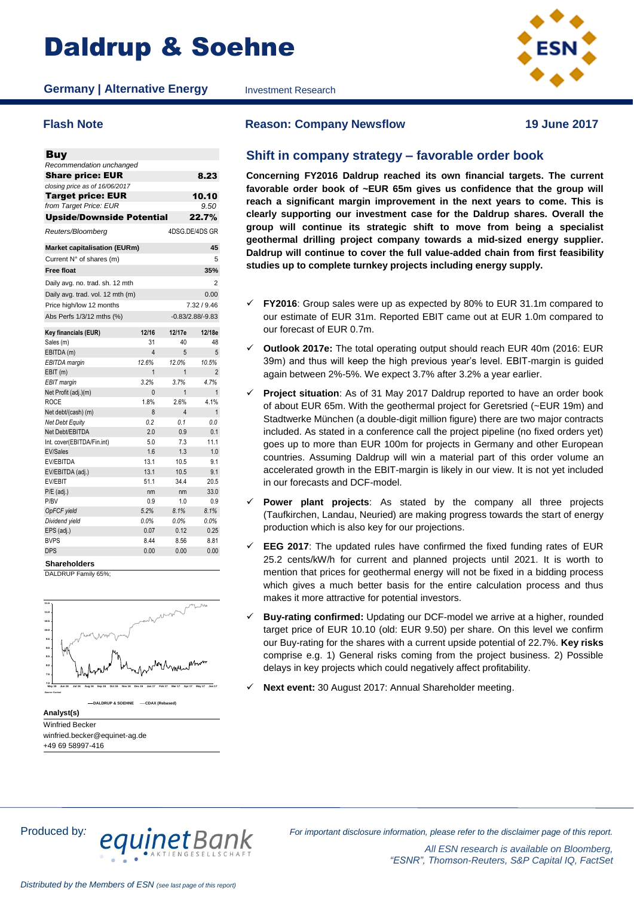# Daldrup & Soehne

**Germany | Alternative Energy** Investment Research

## Flash Note

**Reason: Company Newsflow** **19 June 2017**

| **Buy** | |
|---|---|
| *Recommendation unchanged* | |
| **Share price: EUR** | **8.23** |
| *closing price as of 16/06/2017* | |
| **Target price: EUR** | **10.10** |
| *from Target Price: EUR* | *9.50* |
| **Upside/Downside Potential** | **22.7%** |
| *Reuters/Bloomberg* | 4DSG.DE/4DS GR |

| **Market capitalisation (EURm)** | **45** |
|---|---|
| Current N° of shares (m) | 5 |
| **Free float** | **35%** |
| Daily avg. no. trad. sh. 12 mth | 2 |
| Daily avg. trad. vol. 12 mth (m) | 0.00 |
| Price high/low 12 months | 7.32 / 9.46 |
| Abs Perfs 1/3/12 mths (%) | -0.83/2.88/-9.83 |

| **Key financials (EUR)** | **12/16** | **12/17e** | **12/18e** |
|---|---|---|---|
| Sales (m) | 31 | 40 | 48 |
| EBITDA (m) | 4 | 5 | 5 |
| *EBITDA margin* | *12.6%* | *12.0%* | *10.5%* |
| EBIT (m) | 1 | 1 | 2 |
| *EBIT margin* | *3.2%* | *3.7%* | *4.7%* |
| Net Profit (adj.)(m) | 0 | 1 | 1 |
| ROCE | 1.8% | 2.6% | 4.1% |
| Net debt/(cash) (m) | 8 | 4 | 1 |
| *Net Debt Equity* | *0.2* | *0.1* | *0.0* |
| Net Debt/EBITDA | 2.0 | 0.9 | 0.1 |
| Int. cover(EBITDA/Fin.int) | 5.0 | 7.3 | 11.1 |
| EV/Sales | 1.6 | 1.3 | 1.0 |
| EV/EBITDA | 13.1 | 10.5 | 9.1 |
| EV/EBITDA (adj.) | 13.1 | 10.5 | 9.1 |
| EV/EBIT | 51.1 | 34.4 | 20.5 |
| P/E (adj.) | nm | nm | 33.0 |
| P/BV | 0.9 | 1.0 | 0.9 |
| *OpFCF yield* | *5.2%* | *8.1%* | *8.1%* |
| *Dividend yield* | *0.0%* | *0.0%* | *0.0%* |
| EPS (adj.) | 0.07 | 0.12 | 0.25 |
| BVPS | 8.44 | 8.56 | 8.81 |
| DPS | 0.00 | 0.00 | 0.00 |

**Shareholders**

DALDRUP Family 65%;

—DALDRUP & SOEHNE —CDAX (Rebased)

**Analyst(s)**

Winfried Becker
winfried.becker@equinet-ag.de
+49 69 58997-416

## Shift in company strategy – favorable order book

**Concerning FY2016 Daldrup reached its own financial targets. The current favorable order book of ~EUR 65m gives us confidence that the group will reach a significant margin improvement in the next years to come. This is clearly supporting our investment case for the Daldrup shares. Overall the group will continue its strategic shift to move from being a specialist geothermal drilling project company towards a mid-sized energy supplier. Daldrup will continue to cover the full value-added chain from first feasibility studies up to complete turnkey projects including energy supply.**

- ✓ **FY2016**: Group sales were up as expected by 80% to EUR 31.1m compared to our estimate of EUR 31m. Reported EBIT came out at EUR 1.0m compared to our forecast of EUR 0.7m.
- ✓ **Outlook 2017e:** The total operating output should reach EUR 40m (2016: EUR 39m) and thus will keep the high previous year's level. EBIT-margin is guided again between 2%-5%. We expect 3.7% after 3.2% a year earlier.
- ✓ **Project situation**: As of 31 May 2017 Daldrup reported to have an order book of about EUR 65m. With the geothermal project for Geretsried (~EUR 19m) and Stadtwerke München (a double-digit million figure) there are two major contracts included. As stated in a conference call the project pipeline (no fixed orders yet) goes up to more than EUR 100m for projects in Germany and other European countries. Assuming Daldrup will win a material part of this order volume an accelerated growth in the EBIT-margin is likely in our view. It is not yet included in our forecasts and DCF-model.
- ✓ **Power plant projects**: As stated by the company all three projects (Taufkirchen, Landau, Neuried) are making progress towards the start of energy production which is also key for our projections.
- ✓ **EEG 2017**: The updated rules have confirmed the fixed funding rates of EUR 25.2 cents/kW/h for current and planned projects until 2021. It is worth to mention that prices for geothermal energy will not be fixed in a bidding process which gives a much better basis for the entire calculation process and thus makes it more attractive for potential investors.
- ✓ **Buy-rating confirmed:** Updating our DCF-model we arrive at a higher, rounded target price of EUR 10.10 (old: EUR 9.50) per share. On this level we confirm our Buy-rating for the shares with a current upside potential of 22.7%. **Key risks** comprise e.g. 1) General risks coming from the project business. 2) Possible delays in key projects which could negatively affect profitability.
- ✓ **Next event:** 30 August 2017: Annual Shareholder meeting.

Produced by: equinet Bank AKTIENGESELLSCHAFT

*For important disclosure information, please refer to the disclaimer page of this report.*

*All ESN research is available on Bloomberg, "ESNR", Thomson-Reuters, S&P Capital IQ, FactSet*

*Distributed by the Members of ESN (see last page of this report)*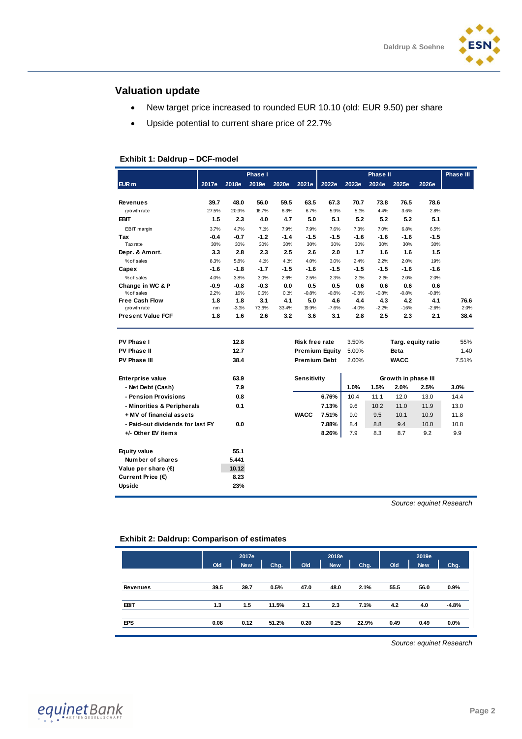## Valuation update

- New target price increased to rounded EUR 10.10 (old: EUR 9.50) per share
- Upside potential to current share price of 22.7%

### Exhibit 1: Daldrup – DCF-model

| | Phase I | | | | | Phase II | | | | | Phase III |
|---|---|---|---|---|---|---|---|---|---|---|---|
| EUR m | 2017e | 2018e | 2019e | 2020e | 2021e | 2022e | 2023e | 2024e | 2025e | 2026e | |
| **Revenues** | **39.7** | **48.0** | **56.0** | **59.5** | **63.5** | **67.3** | **70.7** | **73.8** | **76.5** | **78.6** | |
| growth rate | 27.5% | 20.9% | 16.7% | 6.3% | 6.7% | 5.9% | 5.1% | 4.4% | 3.6% | 2.8% | |
| **EBIT** | **1.5** | **2.3** | **4.0** | **4.7** | **5.0** | **5.1** | **5.2** | **5.2** | **5.2** | **5.1** | |
| EBIT margin | 3.7% | 4.7% | 7.1% | 7.9% | 7.9% | 7.6% | 7.3% | 7.0% | 6.8% | 6.5% | |
| **Tax** | **-0.4** | **-0.7** | **-1.2** | **-1.4** | **-1.5** | **-1.5** | **-1.6** | **-1.6** | **-1.6** | **-1.5** | |
| Tax rate | 30% | 30% | 30% | 30% | 30% | 30% | 30% | 30% | 30% | 30% | |
| **Depr. & Amort.** | **3.3** | **2.8** | **2.3** | **2.5** | **2.6** | **2.0** | **1.7** | **1.6** | **1.6** | **1.5** | |
| % of sales | 8.3% | 5.8% | 4.1% | 4.1% | 4.0% | 3.0% | 2.4% | 2.2% | 2.0% | 1.9% | |
| **Capex** | **-1.6** | **-1.8** | **-1.7** | **-1.5** | **-1.6** | **-1.5** | **-1.5** | **-1.5** | **-1.6** | **-1.6** | |
| % of sales | 4.0% | 3.8% | 3.0% | 2.6% | 2.5% | 2.3% | 2.1% | 2.1% | 2.0% | 2.0% | |
| **Change in WC & P** | **-0.9** | **-0.8** | **-0.3** | **0.0** | **0.5** | **0.5** | **0.6** | **0.6** | **0.6** | **0.6** | |
| % of sales | 2.2% | 1.6% | 0.6% | 0.1% | -0.8% | -0.8% | -0.8% | -0.8% | -0.8% | -0.8% | |
| **Free Cash Flow** | **1.8** | **1.8** | **3.1** | **4.1** | **5.0** | **4.6** | **4.4** | **4.3** | **4.2** | **4.1** | **76.6** |
| growth rate | nm | -3.1% | 73.6% | 33.4% | 19.9% | -7.6% | -4.0% | -2.2% | -1.6% | -2.6% | 2.0% |
| **Present Value FCF** | **1.8** | **1.6** | **2.6** | **3.2** | **3.6** | **3.1** | **2.8** | **2.5** | **2.3** | **2.1** | **38.4** |

| | | | |
|---|---|---|---|
| **PV Phase I** | **12.8** | **Risk free rate** | 3.50% |
| **PV Phase II** | **12.7** | **Premium Equity** | 5.00% |
| **PV Phase III** | **38.4** | **Premium Debt** | 2.00% |
| **Targ. equity ratio** | 55% | **Beta** | 1.40 |
| **WACC** | 7.51% | | |

| | |
|---|---|
| **Enterprise value** | **63.9** |
| **- Net Debt (Cash)** | **7.9** |
| **- Pension Provisions** | **0.8** |
| **- Minorities & Peripherals** | **0.1** |
| **+ MV of financial assets** | |
| **- Paid-out dividends for last FY** | **0.0** |
| **+/- Other EV items** | |
| **Equity value** | **55.1** |
| **Number of shares** | **5.441** |
| **Value per share (€)** | **10.12** |
| **Current Price (€)** | **8.23** |
| **Upside** | **23%** |

| Sensitivity | | Growth in phase III | | | | |
|---|---|---|---|---|---|---|
| | | **1.0%** | **1.5%** | **2.0%** | **2.5%** | **3.0%** |
| | **6.76%** | 10.4 | 11.1 | 12.0 | 13.0 | 14.4 |
| | **7.13%** | 9.6 | 10.2 | 11.0 | 11.9 | 13.0 |
| **WACC** | **7.51%** | 9.0 | 9.5 | 10.1 | 10.9 | 11.8 |
| | **7.88%** | 8.4 | 8.8 | 9.4 | 10.0 | 10.8 |
| | **8.26%** | 7.9 | 8.3 | 8.7 | 9.2 | 9.9 |

*Source: equinet Research*

### Exhibit 2: Daldrup: Comparison of estimates

| | 2017e | | | 2018e | | | 2019e | | |
|---|---|---|---|---|---|---|---|---|---|
| | Old | New | Chg. | Old | New | Chg. | Old | New | Chg. |
| **Revenues** | **39.5** | **39.7** | **0.5%** | **47.0** | **48.0** | **2.1%** | **55.5** | **56.0** | **0.9%** |
| **EBIT** | **1.3** | **1.5** | **11.5%** | **2.1** | **2.3** | **7.1%** | **4.2** | **4.0** | **-4.8%** |
| **EPS** | **0.08** | **0.12** | **51.2%** | **0.20** | **0.25** | **22.9%** | **0.49** | **0.49** | **0.0%** |

*Source: equinet Research*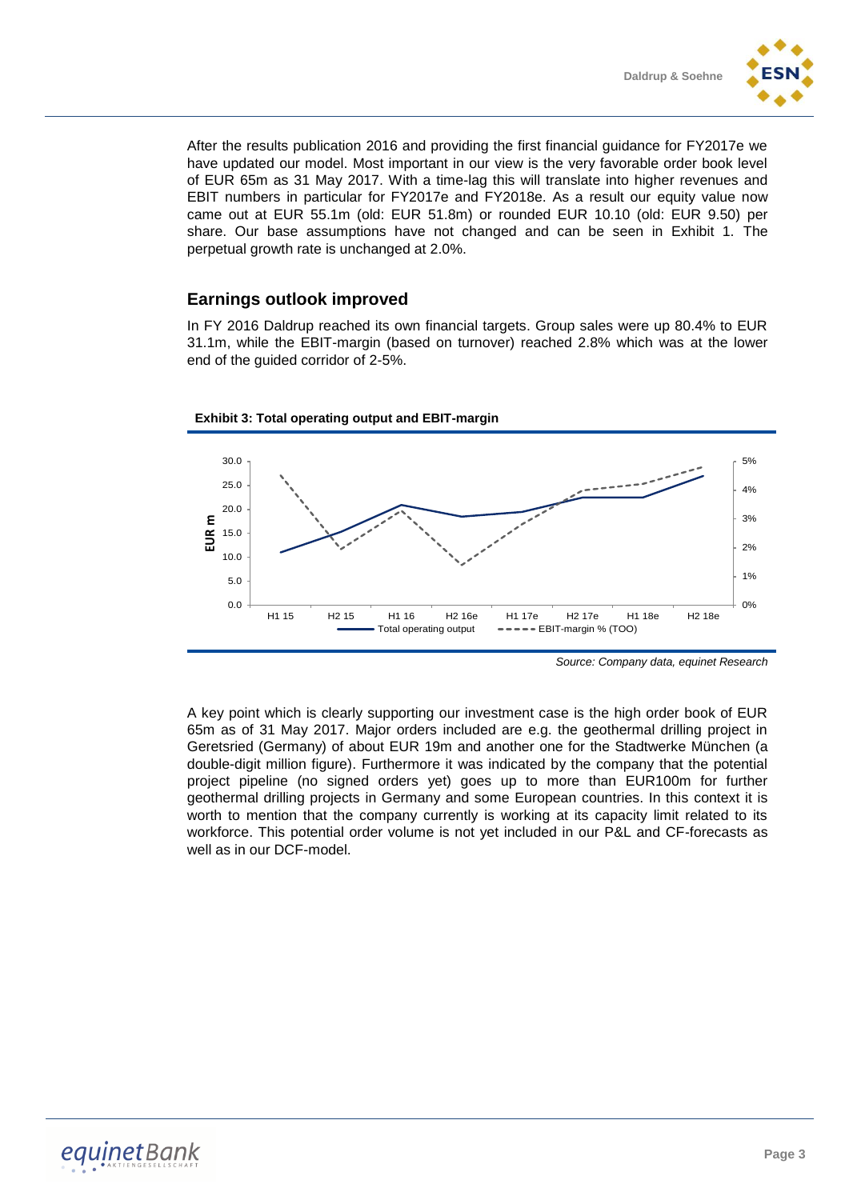After the results publication 2016 and providing the first financial guidance for FY2017e we have updated our model. Most important in our view is the very favorable order book level of EUR 65m as 31 May 2017. With a time-lag this will translate into higher revenues and EBIT numbers in particular for FY2017e and FY2018e. As a result our equity value now came out at EUR 55.1m (old: EUR 51.8m) or rounded EUR 10.10 (old: EUR 9.50) per share. Our base assumptions have not changed and can be seen in Exhibit 1. The perpetual growth rate is unchanged at 2.0%.

## Earnings outlook improved

In FY 2016 Daldrup reached its own financial targets. Group sales were up 80.4% to EUR 31.1m, while the EBIT-margin (based on turnover) reached 2.8% which was at the lower end of the guided corridor of 2-5%.

**Exhibit 3: Total operating output and EBIT-margin**

*Source: Company data, equinet Research*

A key point which is clearly supporting our investment case is the high order book of EUR 65m as of 31 May 2017. Major orders included are e.g. the geothermal drilling project in Geretsried (Germany) of about EUR 19m and another one for the Stadtwerke München (a double-digit million figure). Furthermore it was indicated by the company that the potential project pipeline (no signed orders yet) goes up to more than EUR100m for further geothermal drilling projects in Germany and some European countries. In this context it is worth to mention that the company currently is working at its capacity limit related to its workforce. This potential order volume is not yet included in our P&L and CF-forecasts as well as in our DCF-model.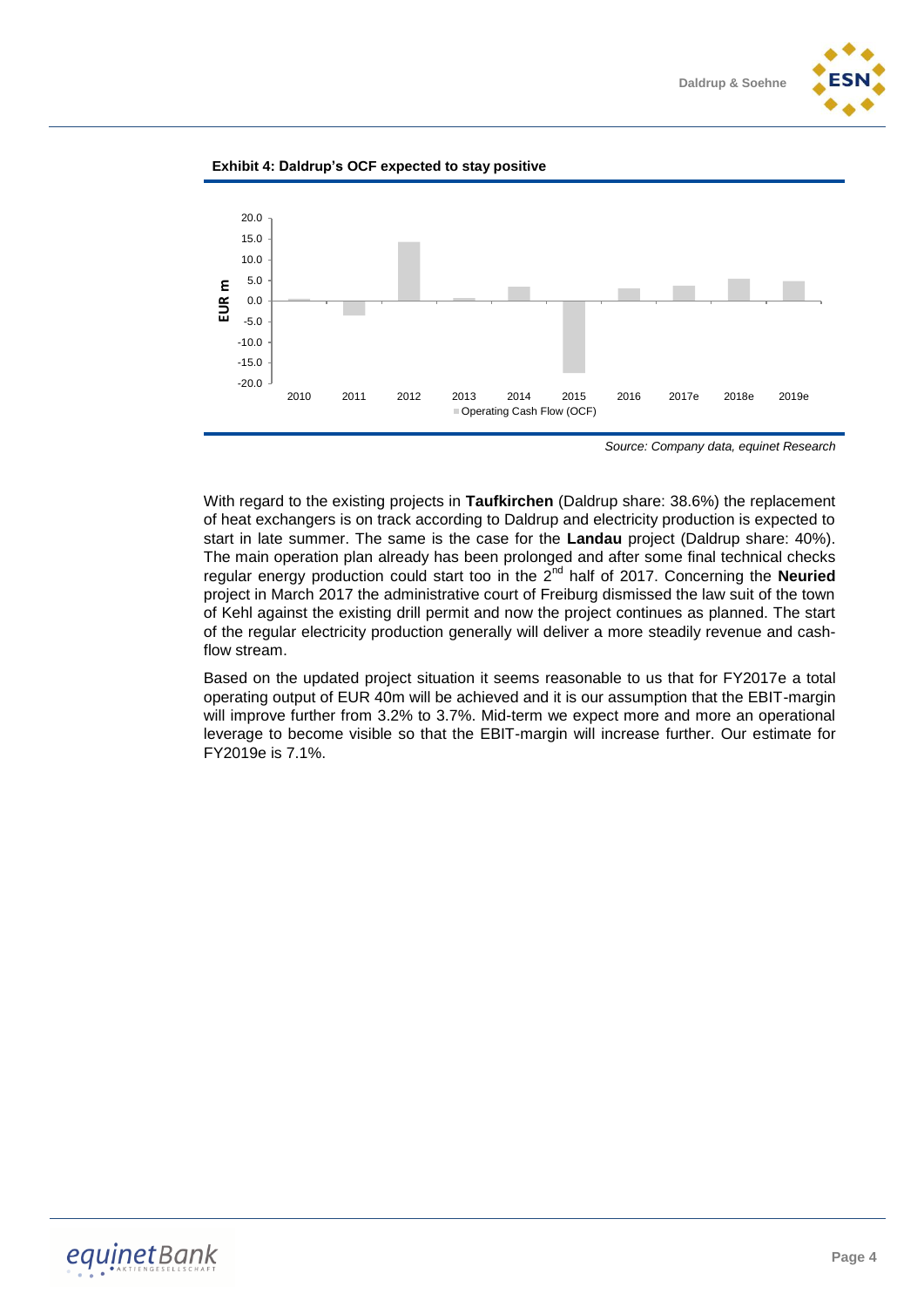**Exhibit 4: Daldrup's OCF expected to stay positive**

*Source: Company data, equinet Research*

With regard to the existing projects in **Taufkirchen** (Daldrup share: 38.6%) the replacement of heat exchangers is on track according to Daldrup and electricity production is expected to start in late summer. The same is the case for the **Landau** project (Daldrup share: 40%). The main operation plan already has been prolonged and after some final technical checks regular energy production could start too in the 2nd half of 2017. Concerning the **Neuried** project in March 2017 the administrative court of Freiburg dismissed the law suit of the town of Kehl against the existing drill permit and now the project continues as planned. The start of the regular electricity production generally will deliver a more steadily revenue and cash-flow stream.

Based on the updated project situation it seems reasonable to us that for FY2017e a total operating output of EUR 40m will be achieved and it is our assumption that the EBIT-margin will improve further from 3.2% to 3.7%. Mid-term we expect more and more an operational leverage to become visible so that the EBIT-margin will increase further. Our estimate for FY2019e is 7.1%.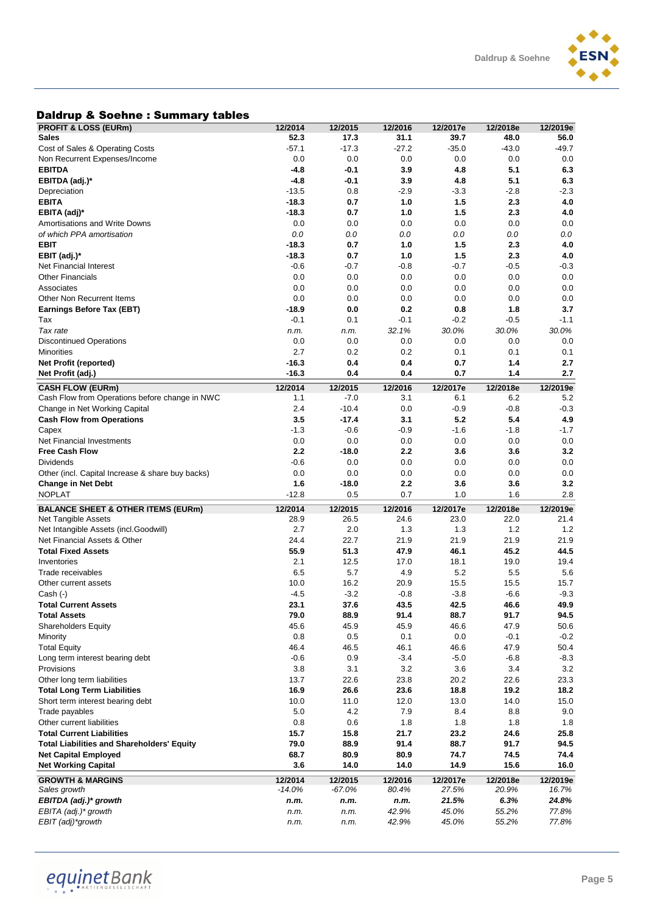## Daldrup & Soehne : Summary tables

| PROFIT & LOSS (EURm) | 12/2014 | 12/2015 | 12/2016 | 12/2017e | 12/2018e | 12/2019e |
|---|---|---|---|---|---|---|
| **Sales** | **52.3** | **17.3** | **31.1** | **39.7** | **48.0** | **56.0** |
| Cost of Sales & Operating Costs | -57.1 | -17.3 | -27.2 | -35.0 | -43.0 | -49.7 |
| Non Recurrent Expenses/Income | 0.0 | 0.0 | 0.0 | 0.0 | 0.0 | 0.0 |
| **EBITDA** | **-4.8** | **-0.1** | **3.9** | **4.8** | **5.1** | **6.3** |
| **EBITDA (adj.)*** | **-4.8** | **-0.1** | **3.9** | **4.8** | **5.1** | **6.3** |
| Depreciation | -13.5 | 0.8 | -2.9 | -3.3 | -2.8 | -2.3 |
| **EBITA** | **-18.3** | **0.7** | **1.0** | **1.5** | **2.3** | **4.0** |
| **EBITA (adj)*** | **-18.3** | **0.7** | **1.0** | **1.5** | **2.3** | **4.0** |
| Amortisations and Write Downs | 0.0 | 0.0 | 0.0 | 0.0 | 0.0 | 0.0 |
| *of which PPA amortisation* | *0.0* | *0.0* | *0.0* | *0.0* | *0.0* | *0.0* |
| **EBIT** | **-18.3** | **0.7** | **1.0** | **1.5** | **2.3** | **4.0** |
| **EBIT (adj.)*** | **-18.3** | **0.7** | **1.0** | **1.5** | **2.3** | **4.0** |
| Net Financial Interest | -0.6 | -0.7 | -0.8 | -0.7 | -0.5 | -0.3 |
| Other Financials | 0.0 | 0.0 | 0.0 | 0.0 | 0.0 | 0.0 |
| Associates | 0.0 | 0.0 | 0.0 | 0.0 | 0.0 | 0.0 |
| Other Non Recurrent Items | 0.0 | 0.0 | 0.0 | 0.0 | 0.0 | 0.0 |
| **Earnings Before Tax (EBT)** | **-18.9** | **0.0** | **0.2** | **0.8** | **1.8** | **3.7** |
| Tax | -0.1 | 0.1 | -0.1 | -0.2 | -0.5 | -1.1 |
| *Tax rate* | *n.m.* | *n.m.* | *32.1%* | *30.0%* | *30.0%* | *30.0%* |
| Discontinued Operations | 0.0 | 0.0 | 0.0 | 0.0 | 0.0 | 0.0 |
| Minorities | 2.7 | 0.2 | 0.2 | 0.1 | 0.1 | 0.1 |
| **Net Profit (reported)** | **-16.3** | **0.4** | **0.4** | **0.7** | **1.4** | **2.7** |
| **Net Profit (adj.)** | **-16.3** | **0.4** | **0.4** | **0.7** | **1.4** | **2.7** |

| CASH FLOW (EURm) | 12/2014 | 12/2015 | 12/2016 | 12/2017e | 12/2018e | 12/2019e |
|---|---|---|---|---|---|---|
| Cash Flow from Operations before change in NWC | 1.1 | -7.0 | 3.1 | 6.1 | 6.2 | 5.2 |
| Change in Net Working Capital | 2.4 | -10.4 | 0.0 | -0.9 | -0.8 | -0.3 |
| **Cash Flow from Operations** | **3.5** | **-17.4** | **3.1** | **5.2** | **5.4** | **4.9** |
| Capex | -1.3 | -0.6 | -0.9 | -1.6 | -1.8 | -1.7 |
| Net Financial Investments | 0.0 | 0.0 | 0.0 | 0.0 | 0.0 | 0.0 |
| **Free Cash Flow** | **2.2** | **-18.0** | **2.2** | **3.6** | **3.6** | **3.2** |
| Dividends | -0.6 | 0.0 | 0.0 | 0.0 | 0.0 | 0.0 |
| Other (incl. Capital Increase & share buy backs) | 0.0 | 0.0 | 0.0 | 0.0 | 0.0 | 0.0 |
| **Change in Net Debt** | **1.6** | **-18.0** | **2.2** | **3.6** | **3.6** | **3.2** |
| NOPLAT | -12.8 | 0.5 | 0.7 | 1.0 | 1.6 | 2.8 |

| BALANCE SHEET & OTHER ITEMS (EURm) | 12/2014 | 12/2015 | 12/2016 | 12/2017e | 12/2018e | 12/2019e |
|---|---|---|---|---|---|---|
| Net Tangible Assets | 28.9 | 26.5 | 24.6 | 23.0 | 22.0 | 21.4 |
| Net Intangible Assets (incl.Goodwill) | 2.7 | 2.0 | 1.3 | 1.3 | 1.2 | 1.2 |
| Net Financial Assets & Other | 24.4 | 22.7 | 21.9 | 21.9 | 21.9 | 21.9 |
| **Total Fixed Assets** | **55.9** | **51.3** | **47.9** | **46.1** | **45.2** | **44.5** |
| Inventories | 2.1 | 12.5 | 17.0 | 18.1 | 19.0 | 19.4 |
| Trade receivables | 6.5 | 5.7 | 4.9 | 5.2 | 5.5 | 5.6 |
| Other current assets | 10.0 | 16.2 | 20.9 | 15.5 | 15.5 | 15.7 |
| Cash (-) | -4.5 | -3.2 | -0.8 | -3.8 | -6.6 | -9.3 |
| **Total Current Assets** | **23.1** | **37.6** | **43.5** | **42.5** | **46.6** | **49.9** |
| **Total Assets** | **79.0** | **88.9** | **91.4** | **88.7** | **91.7** | **94.5** |
| Shareholders Equity | 45.6 | 45.9 | 45.9 | 46.6 | 47.9 | 50.6 |
| Minority | 0.8 | 0.5 | 0.1 | 0.0 | -0.1 | -0.2 |
| Total Equity | 46.4 | 46.5 | 46.1 | 46.6 | 47.9 | 50.4 |
| Long term interest bearing debt | -0.6 | 0.9 | -3.4 | -5.0 | -6.8 | -8.3 |
| Provisions | 3.8 | 3.1 | 3.2 | 3.6 | 3.4 | 3.2 |
| Other long term liabilities | 13.7 | 22.6 | 23.8 | 20.2 | 22.6 | 23.3 |
| **Total Long Term Liabilities** | **16.9** | **26.6** | **23.6** | **18.8** | **19.2** | **18.2** |
| Short term interest bearing debt | 10.0 | 11.0 | 12.0 | 13.0 | 14.0 | 15.0 |
| Trade payables | 5.0 | 4.2 | 7.9 | 8.4 | 8.8 | 9.0 |
| Other current liabilities | 0.8 | 0.6 | 1.8 | 1.8 | 1.8 | 1.8 |
| **Total Current Liabilities** | **15.7** | **15.8** | **21.7** | **23.2** | **24.6** | **25.8** |
| **Total Liabilities and Shareholders' Equity** | **79.0** | **88.9** | **91.4** | **88.7** | **91.7** | **94.5** |
| **Net Capital Employed** | **68.7** | **80.9** | **80.9** | **74.7** | **74.5** | **74.4** |
| **Net Working Capital** | **3.6** | **14.0** | **14.0** | **14.9** | **15.6** | **16.0** |

| GROWTH & MARGINS | 12/2014 | 12/2015 | 12/2016 | 12/2017e | 12/2018e | 12/2019e |
|---|---|---|---|---|---|---|
| *Sales growth* | *-14.0%* | *-67.0%* | *80.4%* | *27.5%* | *20.9%* | *16.7%* |
| ***EBITDA (adj.)* growth*** | ***n.m.*** | ***n.m.*** | ***n.m.*** | ***21.5%*** | ***6.3%*** | ***24.8%*** |
| *EBITA (adj.)* growth* | *n.m.* | *n.m.* | *42.9%* | *45.0%* | *55.2%* | *77.8%* |
| *EBIT (adj)*growth* | *n.m.* | *n.m.* | *42.9%* | *45.0%* | *55.2%* | *77.8%* |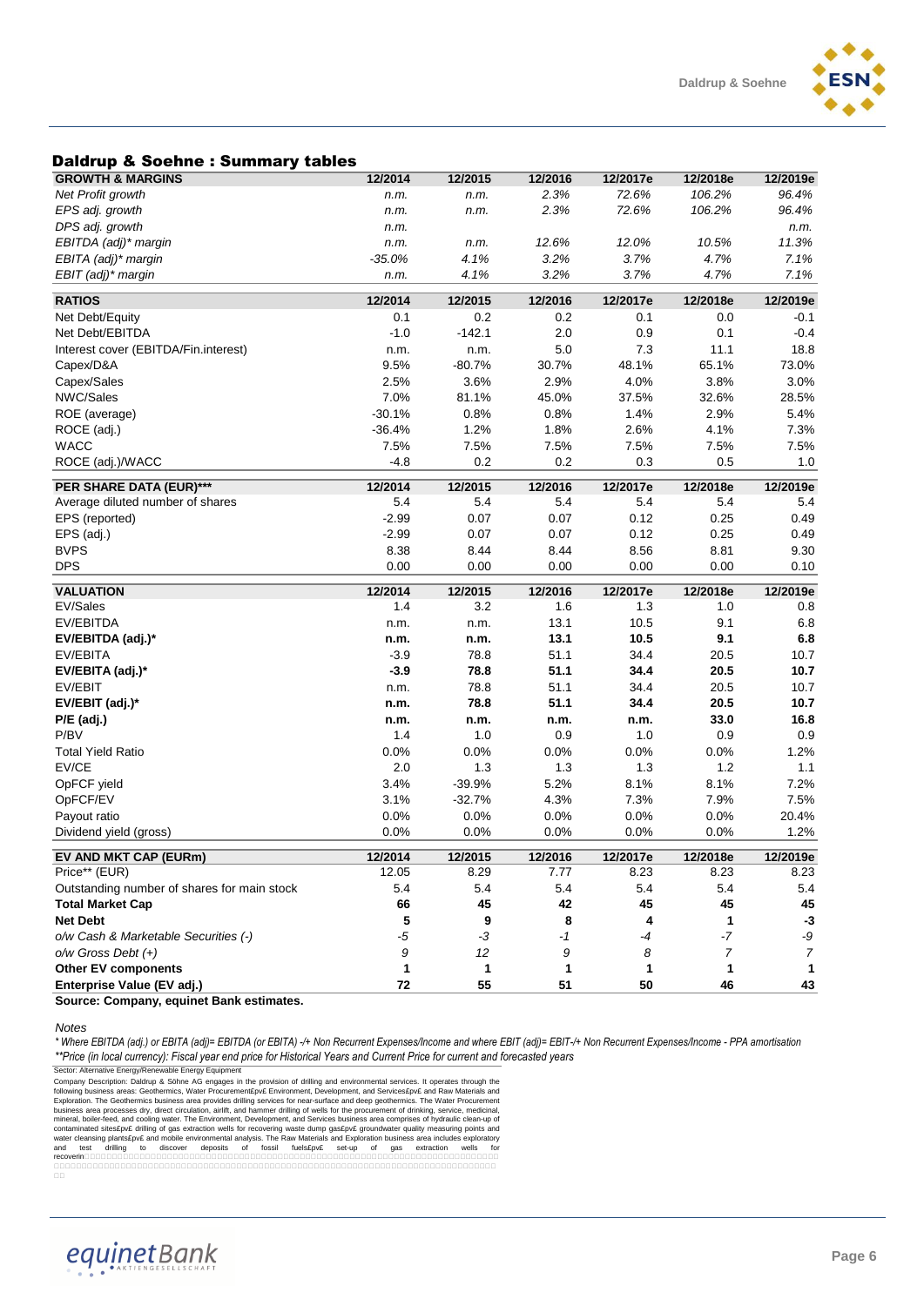## Daldrup & Soehne : Summary tables

| GROWTH & MARGINS | 12/2014 | 12/2015 | 12/2016 | 12/2017e | 12/2018e | 12/2019e |
|---|---|---|---|---|---|---|
| *Net Profit growth* | *n.m.* | *n.m.* | *2.3%* | *72.6%* | *106.2%* | *96.4%* |
| *EPS adj. growth* | *n.m.* | *n.m.* | *2.3%* | *72.6%* | *106.2%* | *96.4%* |
| *DPS adj. growth* | *n.m.* | | | | | *n.m.* |
| *EBITDA (adj)* margin* | *n.m.* | *n.m.* | *12.6%* | *12.0%* | *10.5%* | *11.3%* |
| *EBITA (adj)* margin* | *-35.0%* | *4.1%* | *3.2%* | *3.7%* | *4.7%* | *7.1%* |
| *EBIT (adj)* margin* | *n.m.* | *4.1%* | *3.2%* | *3.7%* | *4.7%* | *7.1%* |
| **RATIOS** | **12/2014** | **12/2015** | **12/2016** | **12/2017e** | **12/2018e** | **12/2019e** |
| Net Debt/Equity | 0.1 | 0.2 | 0.2 | 0.1 | 0.0 | -0.1 |
| Net Debt/EBITDA | -1.0 | -142.1 | 2.0 | 0.9 | 0.1 | -0.4 |
| Interest cover (EBITDA/Fin.interest) | n.m. | n.m. | 5.0 | 7.3 | 11.1 | 18.8 |
| Capex/D&A | 9.5% | -80.7% | 30.7% | 48.1% | 65.1% | 73.0% |
| Capex/Sales | 2.5% | 3.6% | 2.9% | 4.0% | 3.8% | 3.0% |
| NWC/Sales | 7.0% | 81.1% | 45.0% | 37.5% | 32.6% | 28.5% |
| ROE (average) | -30.1% | 0.8% | 0.8% | 1.4% | 2.9% | 5.4% |
| ROCE (adj.) | -36.4% | 1.2% | 1.8% | 2.6% | 4.1% | 7.3% |
| WACC | 7.5% | 7.5% | 7.5% | 7.5% | 7.5% | 7.5% |
| ROCE (adj.)/WACC | -4.8 | 0.2 | 0.2 | 0.3 | 0.5 | 1.0 |
| **PER SHARE DATA (EUR)***** | **12/2014** | **12/2015** | **12/2016** | **12/2017e** | **12/2018e** | **12/2019e** |
| Average diluted number of shares | 5.4 | 5.4 | 5.4 | 5.4 | 5.4 | 5.4 |
| EPS (reported) | -2.99 | 0.07 | 0.07 | 0.12 | 0.25 | 0.49 |
| EPS (adj.) | -2.99 | 0.07 | 0.07 | 0.12 | 0.25 | 0.49 |
| BVPS | 8.38 | 8.44 | 8.44 | 8.56 | 8.81 | 9.30 |
| DPS | 0.00 | 0.00 | 0.00 | 0.00 | 0.00 | 0.10 |
| **VALUATION** | **12/2014** | **12/2015** | **12/2016** | **12/2017e** | **12/2018e** | **12/2019e** |
| EV/Sales | 1.4 | 3.2 | 1.6 | 1.3 | 1.0 | 0.8 |
| EV/EBITDA | n.m. | n.m. | 13.1 | 10.5 | 9.1 | 6.8 |
| **EV/EBITDA (adj.)*** | **n.m.** | **n.m.** | **13.1** | **10.5** | **9.1** | **6.8** |
| EV/EBITA | -3.9 | 78.8 | 51.1 | 34.4 | 20.5 | 10.7 |
| **EV/EBITA (adj.)*** | **-3.9** | **78.8** | **51.1** | **34.4** | **20.5** | **10.7** |
| EV/EBIT | n.m. | 78.8 | 51.1 | 34.4 | 20.5 | 10.7 |
| **EV/EBIT (adj.)*** | **n.m.** | **78.8** | **51.1** | **34.4** | **20.5** | **10.7** |
| **P/E (adj.)** | **n.m.** | **n.m.** | **n.m.** | **n.m.** | **33.0** | **16.8** |
| P/BV | 1.4 | 1.0 | 0.9 | 1.0 | 0.9 | 0.9 |
| Total Yield Ratio | 0.0% | 0.0% | 0.0% | 0.0% | 0.0% | 1.2% |
| EV/CE | 2.0 | 1.3 | 1.3 | 1.3 | 1.2 | 1.1 |
| OpFCF yield | 3.4% | -39.9% | 5.2% | 8.1% | 8.1% | 7.2% |
| OpFCF/EV | 3.1% | -32.7% | 4.3% | 7.3% | 7.9% | 7.5% |
| Payout ratio | 0.0% | 0.0% | 0.0% | 0.0% | 0.0% | 20.4% |
| Dividend yield (gross) | 0.0% | 0.0% | 0.0% | 0.0% | 0.0% | 1.2% |
| **EV AND MKT CAP (EURm)** | **12/2014** | **12/2015** | **12/2016** | **12/2017e** | **12/2018e** | **12/2019e** |
| Price** (EUR) | 12.05 | 8.29 | 7.77 | 8.23 | 8.23 | 8.23 |
| Outstanding number of shares for main stock | 5.4 | 5.4 | 5.4 | 5.4 | 5.4 | 5.4 |
| **Total Market Cap** | **66** | **45** | **42** | **45** | **45** | **45** |
| **Net Debt** | **5** | **9** | **8** | **4** | **1** | **-3** |
| *o/w Cash & Marketable Securities (-)* | *-5* | *-3* | *-1* | *-4* | *-7* | *-9* |
| *o/w Gross Debt (+)* | *9* | *12* | *9* | *8* | *7* | *7* |
| **Other EV components** | **1** | **1** | **1** | **1** | **1** | **1** |
| **Enterprise Value (EV adj.)** | **72** | **55** | **51** | **50** | **46** | **43** |

**Source: Company, equinet Bank estimates.**

*Notes*

*\* Where EBITDA (adj.) or EBITA (adj)= EBITDA (or EBITA) -/+ Non Recurrent Expenses/Income and where EBIT (adj)= EBIT-/+ Non Recurrent Expenses/Income - PPA amortisation*

*\*\*Price (in local currency): Fiscal year end price for Historical Years and Current Price for current and forecasted years*

Sector: Alternative Energy/Renewable Energy Equipment

Company Description: Daldrup & Söhne AG engages in the provision of drilling and environmental services. It operates through the following business areas: Geothermics, Water Procurement£pv£ Environment, Development, and Services£pv£ and Raw Materials and Exploration. The Geothermics business area provides drilling services for near-surface and deep geothermics. The Water Procurement business area processes dry, direct circulation, airlift, and hammer drilling of wells for the procurement of drinking, service, medicinal, mineral, boiler-feed, and cooling water. The Environment, Development, and Services business area comprises of hydraulic clean-up of contaminated sites£pv£ drilling of gas extraction wells for recovering waste dump gas£pv£ groundwater quality measuring points and water cleansing plants£pv£ and mobile environmental analysis. The Raw Materials and Exploration business area includes exploratory and test drilling to discover deposits of fossil fuels£pv£ set-up of gas extraction wells for recoverin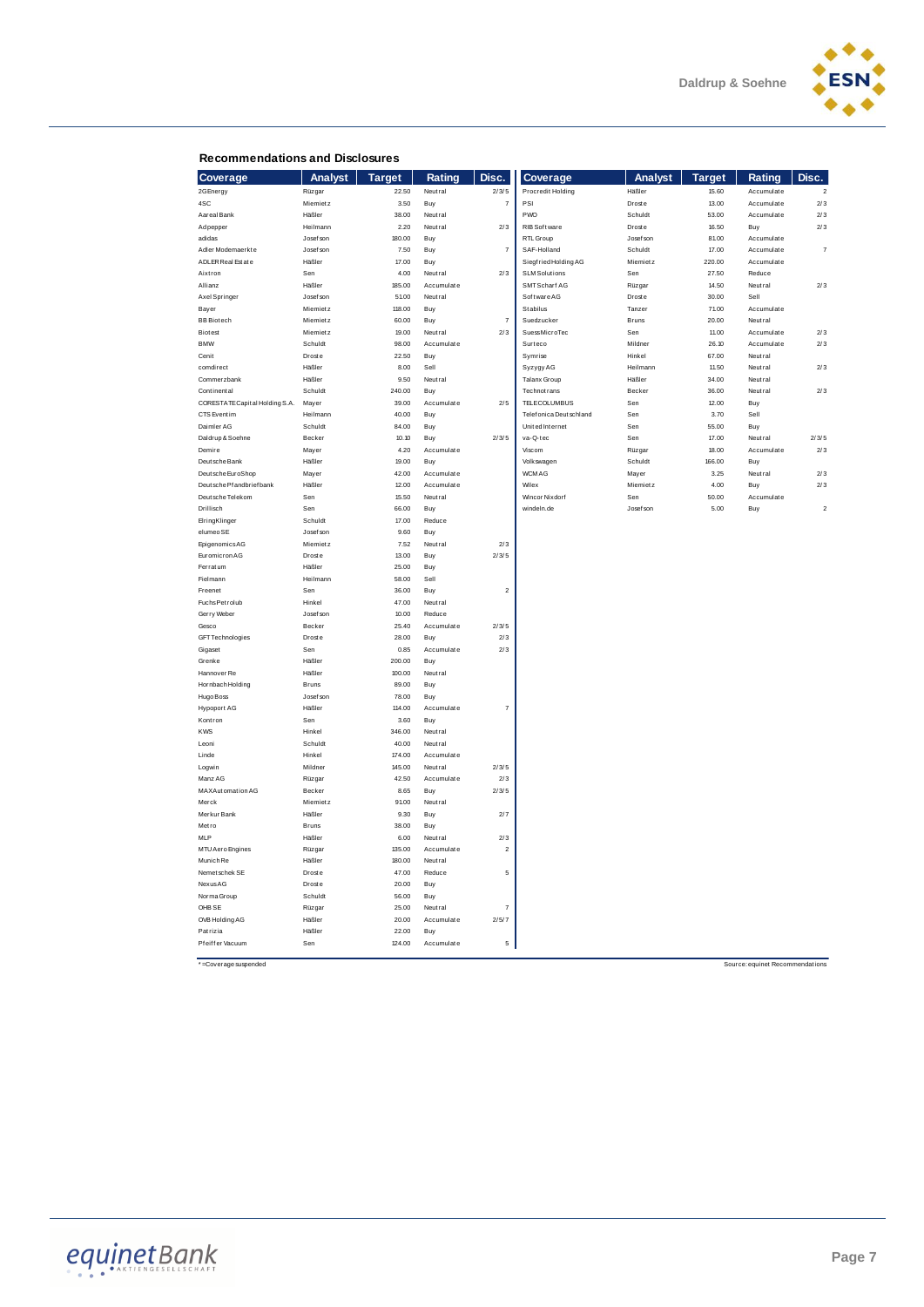## Recommendations and Disclosures

| Coverage | Analyst | Target | Rating | Disc. |
|---|---|---|---|---|
| 2G Energy | Rüzgar | 22.50 | Neutral | 2/3/5 |
| 4SC | Miemietz | 3.50 | Buy | 7 |
| Aareal Bank | Häßler | 38.00 | Neutral | |
| Adpepper | Heilmann | 2.20 | Neutral | 2/3 |
| adidas | Josefson | 180.00 | Buy | |
| Adler Modemaerkte | Josefson | 7.50 | Buy | 7 |
| ADLER Real Estate | Häßler | 17.00 | Buy | |
| Aixtron | Sen | 4.00 | Neutral | 2/3 |
| Allianz | Häßler | 185.00 | Accumulate | |
| Axel Springer | Josefson | 51.00 | Neutral | |
| Bayer | Miemietz | 118.00 | Buy | |
| BB Biotech | Miemietz | 60.00 | Buy | 7 |
| Biotest | Miemietz | 19.00 | Neutral | 2/3 |
| BMW | Schuldt | 98.00 | Accumulate | |
| Cenit | Droste | 22.50 | Buy | |
| comdirect | Häßler | 8.00 | Sell | |
| Commerzbank | Häßler | 9.50 | Neutral | |
| Continental | Schuldt | 240.00 | Buy | |
| CORESTATE Capital Holding S.A. | Mayer | 39.00 | Accumulate | 2/5 |
| CTS Eventim | Heilmann | 40.00 | Buy | |
| Daimler AG | Schuldt | 84.00 | Buy | |
| Daldrup & Soehne | Becker | 10.10 | Buy | 2/3/5 |
| Demire | Mayer | 4.20 | Accumulate | |
| Deutsche Bank | Häßler | 19.00 | Buy | |
| Deutsche EuroShop | Mayer | 42.00 | Accumulate | |
| Deutsche Pfandbriefbank | Häßler | 12.00 | Accumulate | |
| Deutsche Telekom | Sen | 15.50 | Neutral | |
| Drillisch | Sen | 66.00 | Buy | |
| ElringKlinger | Schuldt | 17.00 | Reduce | |
| elumeo SE | Josefson | 9.60 | Buy | |
| Epigenomics AG | Miemietz | 7.52 | Neutral | 2/3 |
| Euromicron AG | Droste | 13.00 | Buy | 2/3/5 |
| Ferratum | Häßler | 25.00 | Buy | |
| Fielmann | Heilmann | 58.00 | Sell | |
| Freenet | Sen | 36.00 | Buy | 2 |
| Fuchs Petrolub | Hinkel | 47.00 | Neutral | |
| Gerry Weber | Josefson | 10.00 | Reduce | |
| Gesco | Becker | 25.40 | Accumulate | 2/3/5 |
| GFT Technologies | Droste | 28.00 | Buy | 2/3 |
| Gigaset | Sen | 0.85 | Accumulate | 2/3 |
| Grenke | Häßler | 200.00 | Buy | |
| Hannover Re | Häßler | 100.00 | Neutral | |
| Hornbach Holding | Bruns | 89.00 | Buy | |
| Hugo Boss | Josefson | 78.00 | Buy | |
| Hypoport AG | Häßler | 114.00 | Accumulate | 7 |
| Kontron | Sen | 3.60 | Buy | |
| KWS | Hinkel | 346.00 | Neutral | |
| Leoni | Schuldt | 40.00 | Neutral | |
| Linde | Hinkel | 174.00 | Accumulate | |
| Logwin | Mildner | 145.00 | Neutral | 2/3/5 |
| Manz AG | Rüzgar | 42.50 | Accumulate | 2/3 |
| MAX Automation AG | Becker | 8.65 | Buy | 2/3/5 |
| Merck | Miemietz | 91.00 | Neutral | |
| Merkur Bank | Häßler | 9.30 | Buy | 2/7 |
| Metro | Bruns | 38.00 | Buy | |
| MLP | Häßler | 6.00 | Neutral | 2/3 |
| MTU Aero Engines | Rüzgar | 135.00 | Accumulate | 2 |
| Munich Re | Häßler | 180.00 | Neutral | |
| Nemetschek SE | Droste | 47.00 | Reduce | 5 |
| Nexus AG | Droste | 20.00 | Buy | |
| Norma Group | Schuldt | 56.00 | Buy | |
| OHB SE | Rüzgar | 25.00 | Neutral | 7 |
| OVB Holding AG | Häßler | 20.00 | Accumulate | 2/5/7 |
| Patrizia | Häßler | 22.00 | Buy | |
| Pfeiffer Vacuum | Sen | 124.00 | Accumulate | 5 |
| Procredit Holding | Häßler | 15.60 | Accumulate | 2 |
| PSI | Droste | 13.00 | Accumulate | 2/3 |
| PWO | Schuldt | 53.00 | Accumulate | 2/3 |
| RIB Software | Droste | 16.50 | Buy | 2/3 |
| RTL Group | Josefson | 81.00 | Accumulate | |
| SAF-Holland | Schuldt | 17.00 | Accumulate | 7 |
| Siegfried Holding AG | Miemietz | 220.00 | Accumulate | |
| SLM Solutions | Sen | 27.50 | Reduce | |
| SMT Scharf AG | Rüzgar | 14.50 | Neutral | 2/3 |
| Software AG | Droste | 30.00 | Sell | |
| Stabilus | Tanzer | 71.00 | Accumulate | |
| Suedzucker | Bruns | 20.00 | Neutral | |
| Suess MicroTec | Sen | 11.00 | Accumulate | 2/3 |
| Surteco | Mildner | 26.30 | Accumulate | 2/3 |
| Symrise | Hinkel | 67.00 | Neutral | |
| Syzygy AG | Heilmann | 11.50 | Neutral | 2/3 |
| Talanx Group | Häßler | 34.00 | Neutral | |
| Technotrans | Becker | 36.00 | Neutral | 2/3 |
| TELECOLUMBUS | Sen | 12.00 | Buy | |
| Telefonica Deutschland | Sen | 3.70 | Sell | |
| United Internet | Sen | 55.00 | Buy | |
| va-Q-tec | Sen | 17.00 | Neutral | 2/3/5 |
| Viscom | Rüzgar | 18.00 | Accumulate | 2/3 |
| Volkswagen | Schuldt | 166.00 | Buy | |
| WCM AG | Mayer | 3.25 | Neutral | 2/3 |
| Wilex | Miemietz | 4.00 | Buy | 2/3 |
| Wincor Nixdorf | Sen | 50.00 | Accumulate | |
| windeln.de | Josefson | 5.00 | Buy | 2 |

* =Coverage suspended

Source: equinet Recommendations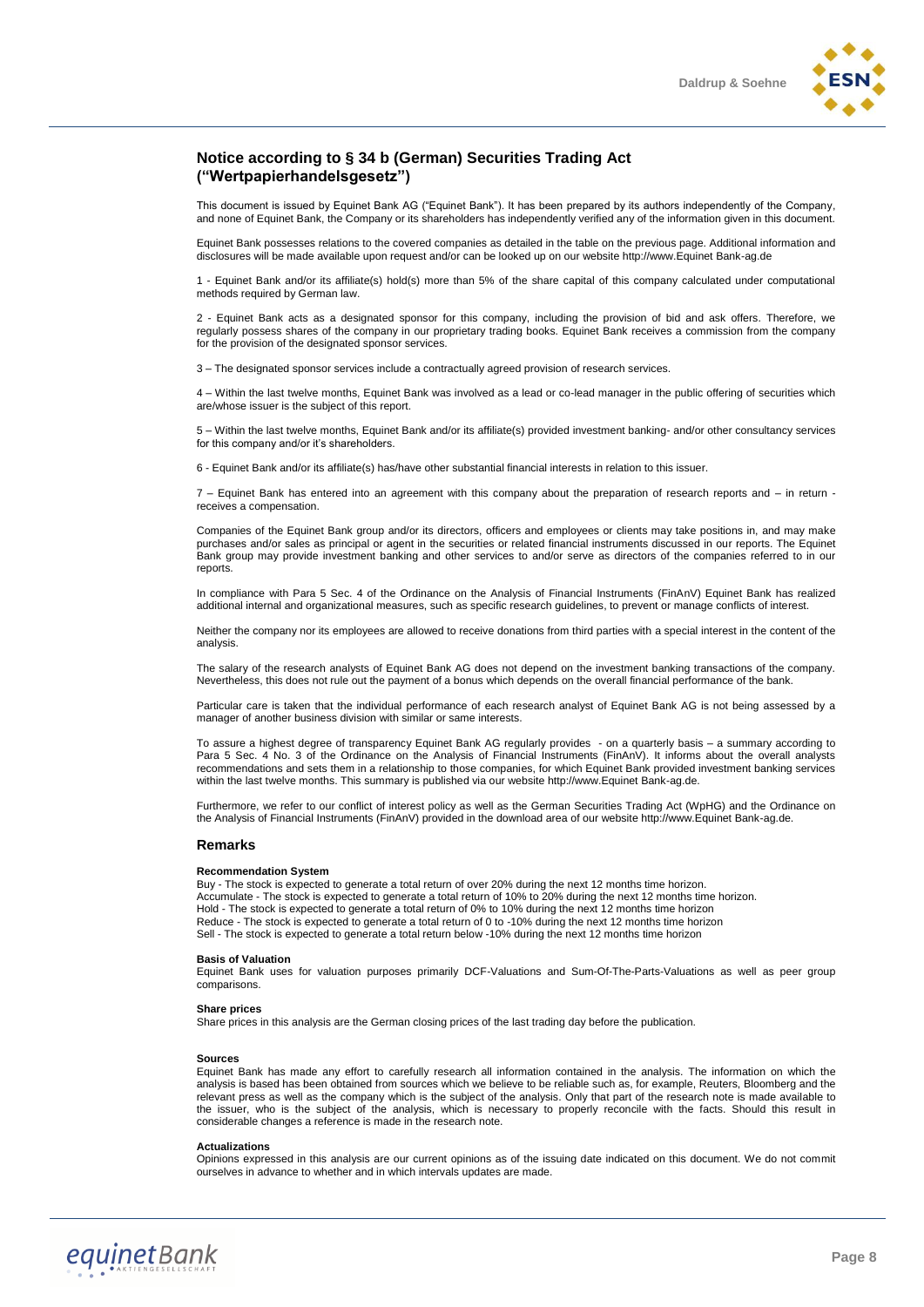## Notice according to § 34 b (German) Securities Trading Act ("Wertpapierhandelsgesetz")

This document is issued by Equinet Bank AG ("Equinet Bank"). It has been prepared by its authors independently of the Company, and none of Equinet Bank, the Company or its shareholders has independently verified any of the information given in this document.

Equinet Bank possesses relations to the covered companies as detailed in the table on the previous page. Additional information and disclosures will be made available upon request and/or can be looked up on our website http://www.Equinet Bank-ag.de

1 - Equinet Bank and/or its affiliate(s) hold(s) more than 5% of the share capital of this company calculated under computational methods required by German law.

2 - Equinet Bank acts as a designated sponsor for this company, including the provision of bid and ask offers. Therefore, we regularly possess shares of the company in our proprietary trading books. Equinet Bank receives a commission from the company for the provision of the designated sponsor services.

3 – The designated sponsor services include a contractually agreed provision of research services.

4 – Within the last twelve months, Equinet Bank was involved as a lead or co-lead manager in the public offering of securities which are/whose issuer is the subject of this report.

5 – Within the last twelve months, Equinet Bank and/or its affiliate(s) provided investment banking- and/or other consultancy services for this company and/or it's shareholders.

6 - Equinet Bank and/or its affiliate(s) has/have other substantial financial interests in relation to this issuer.

7 – Equinet Bank has entered into an agreement with this company about the preparation of research reports and – in return - receives a compensation.

Companies of the Equinet Bank group and/or its directors, officers and employees or clients may take positions in, and may make purchases and/or sales as principal or agent in the securities or related financial instruments discussed in our reports. The Equinet Bank group may provide investment banking and other services to and/or serve as directors of the companies referred to in our reports.

In compliance with Para 5 Sec. 4 of the Ordinance on the Analysis of Financial Instruments (FinAnV) Equinet Bank has realized additional internal and organizational measures, such as specific research guidelines, to prevent or manage conflicts of interest.

Neither the company nor its employees are allowed to receive donations from third parties with a special interest in the content of the analysis.

The salary of the research analysts of Equinet Bank AG does not depend on the investment banking transactions of the company. Nevertheless, this does not rule out the payment of a bonus which depends on the overall financial performance of the bank.

Particular care is taken that the individual performance of each research analyst of Equinet Bank AG is not being assessed by a manager of another business division with similar or same interests.

To assure a highest degree of transparency Equinet Bank AG regularly provides - on a quarterly basis – a summary according to Para 5 Sec. 4 No. 3 of the Ordinance on the Analysis of Financial Instruments (FinAnV). It informs about the overall analysts recommendations and sets them in a relationship to those companies, for which Equinet Bank provided investment banking services within the last twelve months. This summary is published via our website http://www.Equinet Bank-ag.de.

Furthermore, we refer to our conflict of interest policy as well as the German Securities Trading Act (WpHG) and the Ordinance on the Analysis of Financial Instruments (FinAnV) provided in the download area of our website http://www.Equinet Bank-ag.de.

## Remarks

**Recommendation System**

Buy - The stock is expected to generate a total return of over 20% during the next 12 months time horizon.
Accumulate - The stock is expected to generate a total return of 10% to 20% during the next 12 months time horizon.
Hold - The stock is expected to generate a total return of 0% to 10% during the next 12 months time horizon
Reduce - The stock is expected to generate a total return of 0 to -10% during the next 12 months time horizon
Sell - The stock is expected to generate a total return below -10% during the next 12 months time horizon

**Basis of Valuation**

Equinet Bank uses for valuation purposes primarily DCF-Valuations and Sum-Of-The-Parts-Valuations as well as peer group comparisons.

**Share prices**

Share prices in this analysis are the German closing prices of the last trading day before the publication.

**Sources**

Equinet Bank has made any effort to carefully research all information contained in the analysis. The information on which the analysis is based has been obtained from sources which we believe to be reliable such as, for example, Reuters, Bloomberg and the relevant press as well as the company which is the subject of the analysis. Only that part of the research note is made available to the issuer, who is the subject of the analysis, which is necessary to properly reconcile with the facts. Should this result in considerable changes a reference is made in the research note.

**Actualizations**

Opinions expressed in this analysis are our current opinions as of the issuing date indicated on this document. We do not commit ourselves in advance to whether and in which intervals updates are made.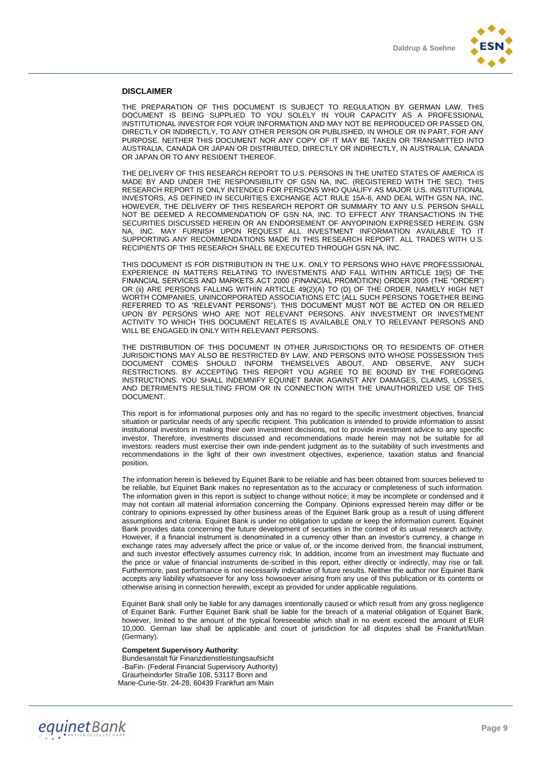## DISCLAIMER

THE PREPARATION OF THIS DOCUMENT IS SUBJECT TO REGULATION BY GERMAN LAW. THIS DOCUMENT IS BEING SUPPLIED TO YOU SOLELY IN YOUR CAPACITY AS A PROFESSIONAL INSTITUTIONAL INVESTOR FOR YOUR INFORMATION AND MAY NOT BE REPRODUCED OR PASSED ON, DIRECTLY OR INDIRECTLY, TO ANY OTHER PERSON OR PUBLISHED, IN WHOLE OR IN PART, FOR ANY PURPOSE. NEITHER THIS DOCUMENT NOR ANY COPY OF IT MAY BE TAKEN OR TRANSMITTED INTO AUSTRALIA, CANADA OR JAPAN OR DISTRIBUTED, DIRECTLY OR INDIRECTLY, IN AUSTRALIA, CANADA OR JAPAN OR TO ANY RESIDENT THEREOF.

THE DELIVERY OF THIS RESEARCH REPORT TO U.S. PERSONS IN THE UNITED STATES OF AMERICA IS MADE BY AND UNDER THE RESPONSIBILITY OF GSN NA, INC. (REGISTERED WITH THE SEC). THIS RESEARCH REPORT IS ONLY INTENDED FOR PERSONS WHO QUALIFY AS MAJOR U.S. INSTITUTIONAL INVESTORS, AS DEFINED IN SECURITIES EXCHANGE ACT RULE 15A-6, AND DEAL WITH GSN NA, INC. HOWEVER, THE DELIVERY OF THIS RESEARCH REPORT OR SUMMARY TO ANY U.S. PERSON SHALL NOT BE DEEMED A RECOMMENDATION OF GSN NA, INC. TO EFFECT ANY TRANSACTIONS IN THE SECURITIES DISCUSSED HEREIN OR AN ENDORSEMENT OF ANYOPINION EXPRESSED HEREIN. GSN NA, INC. MAY FURNISH UPON REQUEST ALL INVESTMENT INFORMATION AVAILABLE TO IT SUPPORTING ANY RECOMMENDATIONS MADE IN THIS RESEARCH REPORT. ALL TRADES WITH U.S. RECIPIENTS OF THIS RESEARCH SHALL BE EXECUTED THROUGH GSN NA, INC.

THIS DOCUMENT IS FOR DISTRIBUTION IN THE U.K. ONLY TO PERSONS WHO HAVE PROFESSSIONAL EXPERIENCE IN MATTERS RELATING TO INVESTMENTS AND FALL WITHIN ARTICLE 19(5) OF THE FINANCIAL SERVICES AND MARKETS ACT 2000 (FINANCIAL PROMOTION) ORDER 2005 (THE "ORDER") OR (ii) ARE PERSONS FALLING WITHIN ARTICLE 49(2)(A) TO (D) OF THE ORDER, NAMELY HIGH NET WORTH COMPANIES, UNINCORPORATED ASSOCIATIONS ETC (ALL SUCH PERSONS TOGETHER BEING REFERRED TO AS "RELEVANT PERSONS"). THIS DOCUMENT MUST NOT BE ACTED ON OR RELIED UPON BY PERSONS WHO ARE NOT RELEVANT PERSONS. ANY INVESTMENT OR INVESTMENT ACTIVITY TO WHICH THIS DOCUMENT RELATES IS AVAILABLE ONLY TO RELEVANT PERSONS AND WILL BE ENGAGED IN ONLY WITH RELEVANT PERSONS.

THE DISTRIBUTION OF THIS DOCUMENT IN OTHER JURISDICTIONS OR TO RESIDENTS OF OTHER JURISDICTIONS MAY ALSO BE RESTRICTED BY LAW, AND PERSONS INTO WHOSE POSSESSION THIS DOCUMENT COMES SHOULD INFORM THEMSELVES ABOUT, AND OBSERVE, ANY SUCH RESTRICTIONS. BY ACCEPTING THIS REPORT YOU AGREE TO BE BOUND BY THE FOREGOING INSTRUCTIONS. YOU SHALL INDEMNIFY EQUINET BANK AGAINST ANY DAMAGES, CLAIMS, LOSSES, AND DETRIMENTS RESULTING FROM OR IN CONNECTION WITH THE UNAUTHORIZED USE OF THIS DOCUMENT.

This report is for informational purposes only and has no regard to the specific investment objectives, financial situation or particular needs of any specific recipient. This publication is intended to provide information to assist institutional investors in making their own investment decisions, not to provide investment advice to any specific investor. Therefore, investments discussed and recommendations made herein may not be suitable for all investors: readers must exercise their own inde-pendent judgment as to the suitability of such investments and recommendations in the light of their own investment objectives, experience, taxation status and financial position.

The information herein is believed by Equinet Bank to be reliable and has been obtained from sources believed to be reliable, but Equinet Bank makes no representation as to the accuracy or completeness of such information. The information given in this report is subject to change without notice; it may be incomplete or condensed and it may not contain all material information concerning the Company. Opinions expressed herein may differ or be contrary to opinions expressed by other business areas of the Equinet Bank group as a result of using different assumptions and criteria. Equinet Bank is under no obligation to update or keep the information current. Equinet Bank provides data concerning the future development of securities in the context of its usual research activity. However, if a financial instrument is denominated in a currency other than an investor's currency, a change in exchange rates may adversely affect the price or value of, or the income derived from, the financial instrument, and such investor effectively assumes currency risk. In addition, income from an investment may fluctuate and the price or value of financial instruments de-scribed in this report, either directly or indirectly, may rise or fall. Furthermore, past performance is not necessarily indicative of future results. Neither the author nor Equinet Bank accepts any liability whatsoever for any loss howsoever arising from any use of this publication or its contents or otherwise arising in connection herewith, except as provided for under applicable regulations.

Equinet Bank shall only be liable for any damages intentionally caused or which result from any gross negligence of Equinet Bank. Further Equinet Bank shall be liable for the breach of a material obligation of Equinet Bank, however, limited to the amount of the typical foreseeable which shall in no event exceed the amount of EUR 10,000. German law shall be applicable and court of jurisdiction for all disputes shall be Frankfurt/Main (Germany).

**Competent Supervisory Authority**:
Bundesanstalt für Finanzdienstleistungsaufsicht
-BaFin- (Federal Financial Supervisory Authority)
Graurheindorfer Straße 108, 53117 Bonn and
Marie-Curie-Str. 24-28, 60439 Frankfurt am Main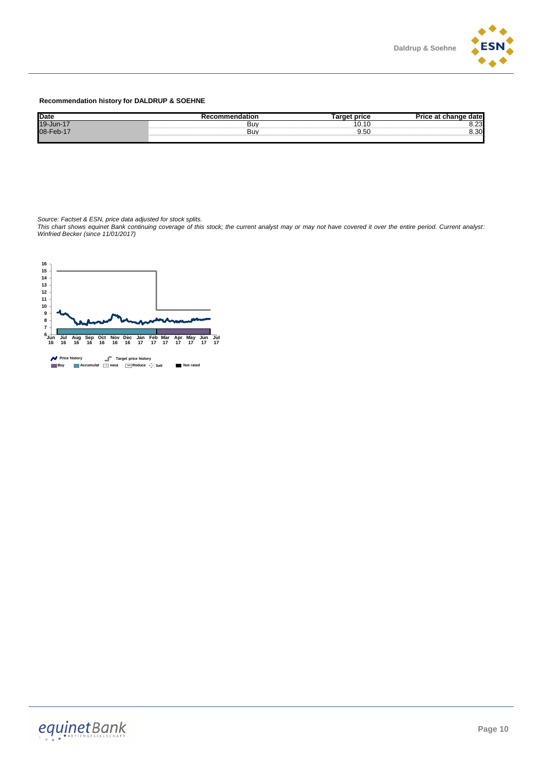**Recommendation history for DALDRUP & SOEHNE**

| Date | Recommendation | Target price | Price at change date |
|---|---|---|---|
| 19-Jun-17 | Buy | 10.10 | 8.23 |
| 08-Feb-17 | Buy | 9.50 | 8.30 |

*Source: Factset & ESN, price data adjusted for stock splits.*
*This chart shows equinet Bank continuing coverage of this stock; the current analyst may or may not have covered it over the entire period. Current analyst: Winfried Becker (since 11/01/2017)*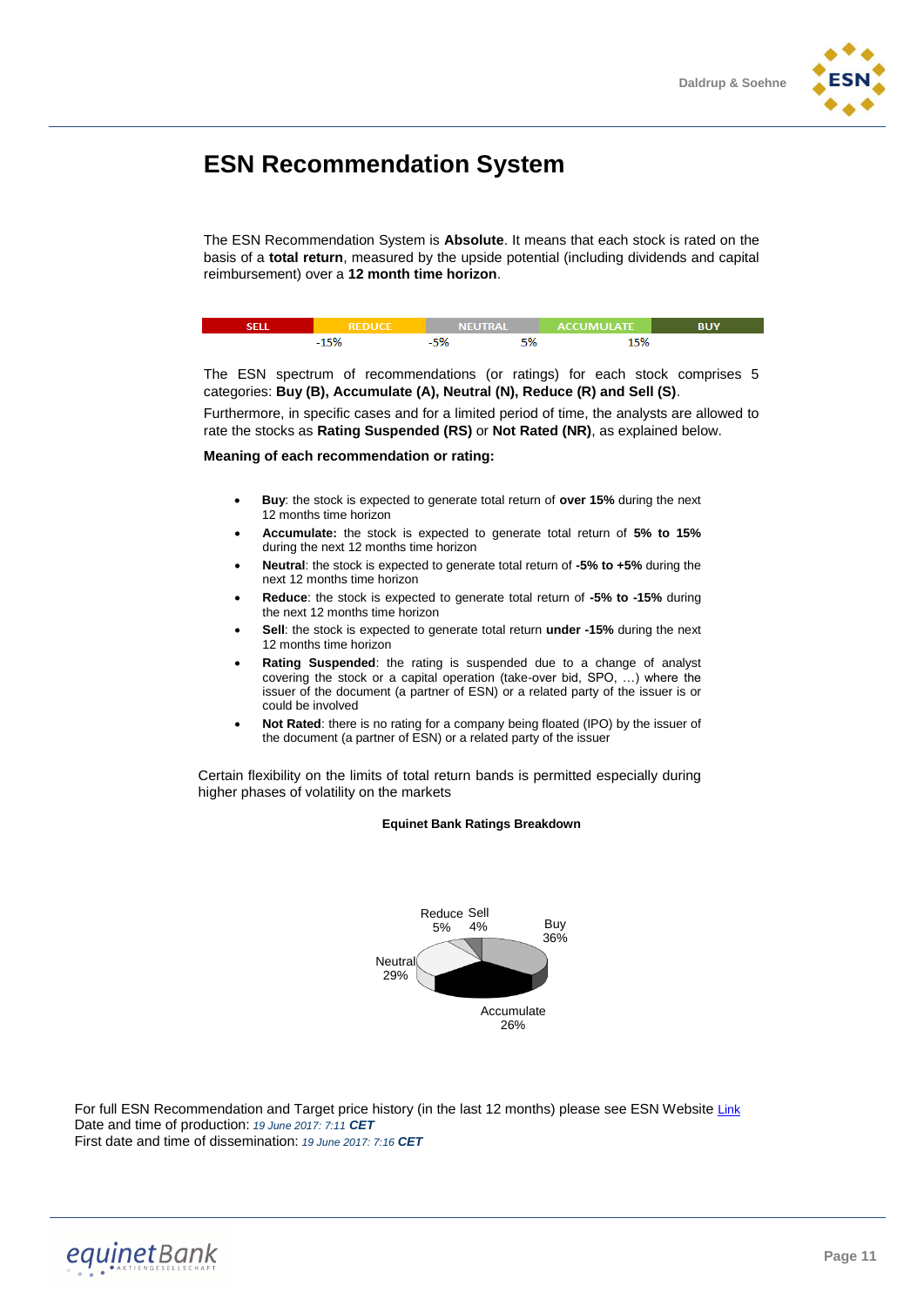# ESN Recommendation System

The ESN Recommendation System is **Absolute**. It means that each stock is rated on the basis of a **total return**, measured by the upside potential (including dividends and capital reimbursement) over a **12 month time horizon**.

| SELL | REDUCE | NEUTRAL | ACCUMULATE | BUY |
|---|---|---|---|---|
| | -15% | -5% 5% | 15% | |

The ESN spectrum of recommendations (or ratings) for each stock comprises 5 categories: **Buy (B), Accumulate (A), Neutral (N), Reduce (R) and Sell (S)**.

Furthermore, in specific cases and for a limited period of time, the analysts are allowed to rate the stocks as **Rating Suspended (RS)** or **Not Rated (NR)**, as explained below.

**Meaning of each recommendation or rating:**

- **Buy**: the stock is expected to generate total return of **over 15%** during the next 12 months time horizon
- **Accumulate:** the stock is expected to generate total return of **5% to 15%** during the next 12 months time horizon
- **Neutral**: the stock is expected to generate total return of **-5% to +5%** during the next 12 months time horizon
- **Reduce**: the stock is expected to generate total return of **-5% to -15%** during the next 12 months time horizon
- **Sell**: the stock is expected to generate total return **under -15%** during the next 12 months time horizon
- **Rating Suspended**: the rating is suspended due to a change of analyst covering the stock or a capital operation (take-over bid, SPO, …) where the issuer of the document (a partner of ESN) or a related party of the issuer is or could be involved
- **Not Rated**: there is no rating for a company being floated (IPO) by the issuer of the document (a partner of ESN) or a related party of the issuer

Certain flexibility on the limits of total return bands is permitted especially during higher phases of volatility on the markets

**Equinet Bank Ratings Breakdown**

| Rating | Share |
|---|---|
| Buy | 36% |
| Accumulate | 26% |
| Neutral | 29% |
| Reduce | 5% |
| Sell | 4% |

For full ESN Recommendation and Target price history (in the last 12 months) please see ESN Website Link
Date and time of production: *19 June 2017: 7:11* ***CET***
First date and time of dissemination: *19 June 2017: 7:16* ***CET***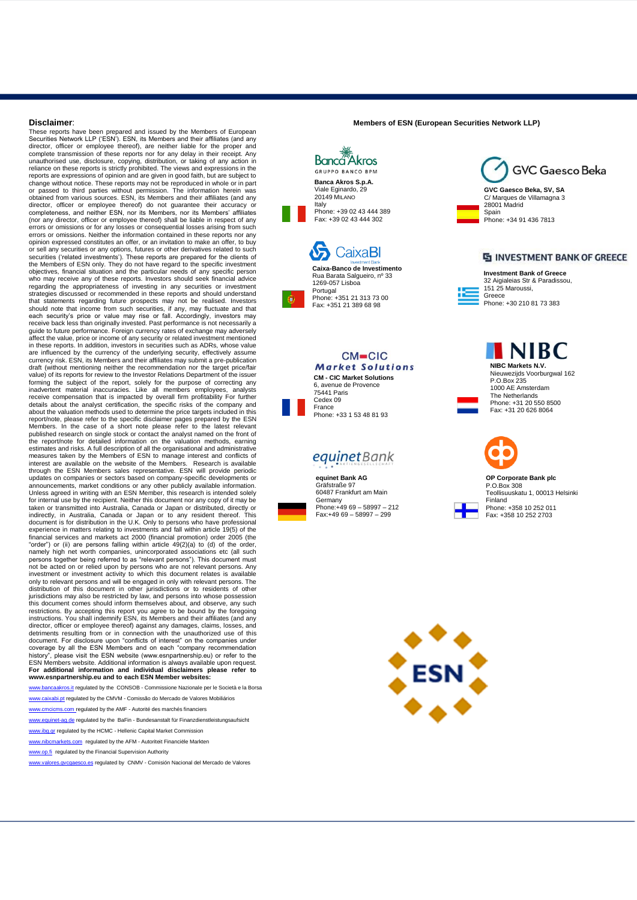**Disclaimer**:

These reports have been prepared and issued by the Members of European Securities Network LLP ('ESN'). ESN, its Members and their affiliates (and any director, officer or employee thereof), are neither liable for the proper and complete transmission of these reports nor for any delay in their receipt. Any unauthorised use, disclosure, copying, distribution, or taking of any action in reliance on these reports is strictly prohibited. The views and expressions in the reports are expressions of opinion and are given in good faith, but are subject to change without notice. These reports may not be reproduced in whole or in part or passed to third parties without permission. The information herein was obtained from various sources. ESN, its Members and their affiliates (and any director, officer or employee thereof) do not guarantee their accuracy or completeness, and neither ESN, nor its Members, nor its Members' affiliates (nor any director, officer or employee thereof) shall be liable in respect of any errors or omissions or for any losses or consequential losses arising from such errors or omissions. Neither the information contained in these reports nor any opinion expressed constitutes an offer, or an invitation to make an offer, to buy or sell any securities or any options, futures or other derivatives related to such securities ('related investments'). These reports are prepared for the clients of the Members of ESN only. They do not have regard to the specific investment objectives, financial situation and the particular needs of any specific person who may receive any of these reports. Investors should seek financial advice regarding the appropriateness of investing in any securities or investment strategies discussed or recommended in these reports and should understand that statements regarding future prospects may not be realised. Investors should note that income from such securities, if any, may fluctuate and that each security's price or value may rise or fall. Accordingly, investors may receive back less than originally invested. Past performance is not necessarily a guide to future performance. Foreign currency rates of exchange may adversely affect the value, price or income of any security or related investment mentioned in these reports. In addition, investors in securities such as ADRs, whose value are influenced by the currency of the underlying security, effectively assume currency risk. ESN, its Members and their affiliates may submit a pre-publication draft (without mentioning neither the recommendation nor the target price/fair value) of its reports for review to the Investor Relations Department of the issuer forming the subject of the report, solely for the purpose of correcting any inadvertent material inaccuracies. Like all members employees, analysts receive compensation that is impacted by overall firm profitability For further details about the analyst certification, the specific risks of the company and about the valuation methods used to determine the price targets included in this report/note, please refer to the specific disclaimer pages prepared by the ESN Members. In the case of a short note please refer to the latest relevant published research on single stock or contact the analyst named on the front of the report/note for detailed information on the valuation methods, earning estimates and risks. A full description of all the organisational and administrative measures taken by the Members of ESN to manage interest and conflicts of interest are available on the website of the Members. Research is available through the ESN Members sales representative. ESN will provide periodic updates on companies or sectors based on company-specific developments or announcements, market conditions or any other publicly available information. Unless agreed in writing with an ESN Member, this research is intended solely for internal use by the recipient. Neither this document nor any copy of it may be taken or transmitted into Australia, Canada or Japan or distributed, directly or indirectly, in Australia, Canada or Japan or to any resident thereof. This document is for distribution in the U.K. Only to persons who have professional experience in matters relating to investments and fall within article 19(5) of the financial services and markets act 2000 (financial promotion) order 2005 (the "order") or (ii) are persons falling within article 49(2)(a) to (d) of the order, namely high net worth companies, unincorporated associations etc (all such persons together being referred to as "relevant persons"). This document must not be acted on or relied upon by persons who are not relevant persons. Any investment or investment activity to which this document relates is available only to relevant persons and will be engaged in only with relevant persons. The distribution of this document in other jurisdictions or to residents of other jurisdictions may also be restricted by law, and persons into whose possession this document comes should inform themselves about, and observe, any such restrictions. By accepting this report you agree to be bound by the foregoing instructions. You shall indemnify ESN, its Members and their affiliates (and any director, officer or employee thereof) against any damages, claims, losses, and detriments resulting from or in connection with the unauthorized use of this document. For disclosure upon "conflicts of interest" on the companies under coverage by all the ESN Members and on each "company recommendation history", please visit the ESN website (www.esnpartnership.eu) or refer to the ESN Members website. Additional information is always available upon request.
**For additional information and individual disclaimers please refer to www.esnpartnership.eu and to each ESN Member websites:**

www.bancaakros.it regulated by the CONSOB - Commissione Nazionale per le Società e la Borsa

www.caixabi.pt regulated by the CMVM - Comissão do Mercado de Valores Mobiliários

www.cmcicms.com regulated by the AMF - Autorité des marchés financiers

www.equinet-ag.de regulated by the BaFin - Bundesanstalt für Finanzdienstleistungsaufsicht

www.ibg.gr regulated by the HCMC - Hellenic Capital Market Commission

www.nibcmarkets.com regulated by the AFM - Autoriteit Financiële Markten

www.op.fi regulated by the Financial Supervision Authority

www.valores.gvcgaesco.es regulated by CNMV - Comisión Nacional del Mercado de Valores

**Members of ESN (European Securities Network LLP)**

**Banca Akros S.p.A.**
Viale Eginardo, 29
20149 MILANO
Italy
Phone: +39 02 43 444 389
Fax: +39 02 43 444 302

**GVC Gaesco Beka, SV, SA**
C/ Marques de Villamagna 3
28001 Madrid
Spain
Phone: +34 91 436 7813

**Caixa-Banco de Investimento**
Rua Barata Salgueiro, nº 33
1269-057 Lisboa
Portugal
Phone: +351 21 313 73 00
Fax: +351 21 389 68 98

**Investment Bank of Greece**
32 Aigialeias Str & Paradissou,
151 25 Maroussi,
Greece
Phone: +30 210 81 73 383

**CM - CIC Market Solutions**
6, avenue de Provence
75441 Paris
Cedex 09
France
Phone: +33 1 53 48 81 93

**NIBC Markets N.V.**
Nieuwezijds Voorburgwal 162
P.O.Box 235
1000 AE Amsterdam
The Netherlands
Phone: +31 20 550 8500
Fax: +31 20 626 8064

**equinet Bank AG**
Gräfstraße 97
60487 Frankfurt am Main
Germany
Phone:+49 69 – 58997 – 212
Fax:+49 69 – 58997 – 299

**OP Corporate Bank plc**
P.O.Box 308
Teollisuuskatu 1, 00013 Helsinki
Finland
Phone: +358 10 252 011
Fax: +358 10 252 2703